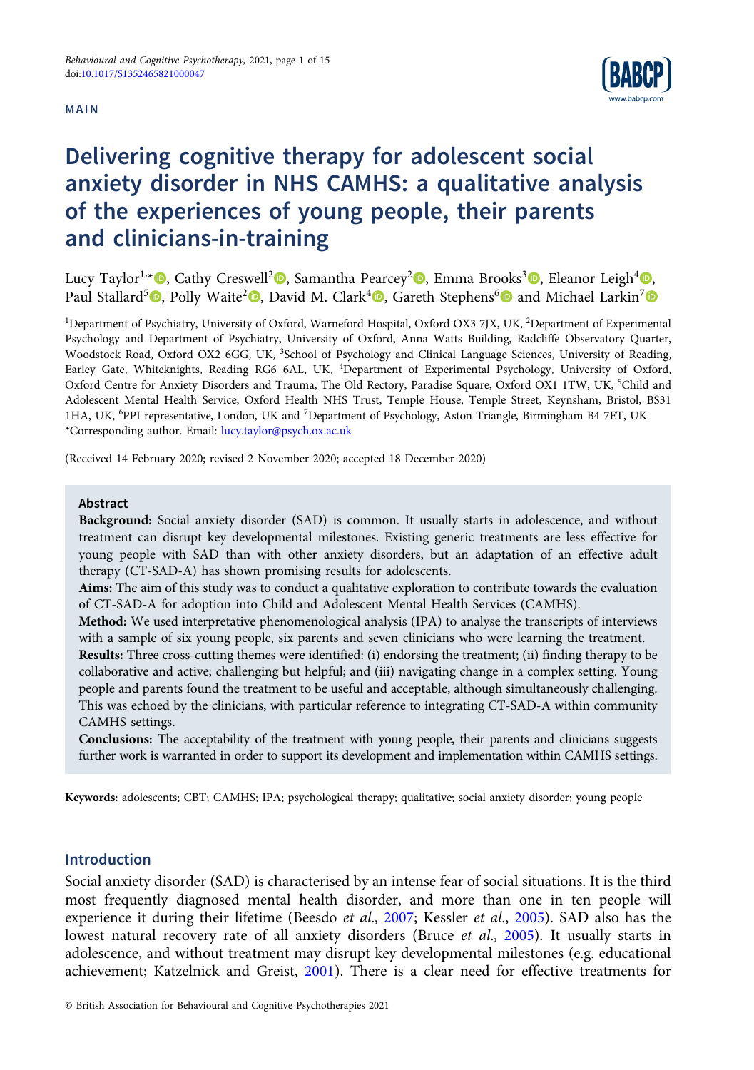MAIN

# Delivering cognitive therapy for adolescent social anxiety disorder in NHS CAMHS: a qualitative analysis of the experiences of young people, their parents and clinicians-in-training

Lucy Taylor[1,*], Cathy Creswell[2], Samantha Pearcey[2], Emma Brooks[3], Eleanor Leigh[4], Paul Stallard[5], Polly Waite[2], David M. Clark[4], Gareth Stephens[6] and Michael Larkin[7]

[1]Department of Psychiatry, University of Oxford, Warneford Hospital, Oxford OX3 7JX, UK, [2]Department of Experimental Psychology and Department of Psychiatry, University of Oxford, Anna Watts Building, Radcliffe Observatory Quarter, Woodstock Road, Oxford OX2 6GG, UK, [3]School of Psychology and Clinical Language Sciences, University of Reading, Earley Gate, Whiteknights, Reading RG6 6AL, UK, [4]Department of Experimental Psychology, University of Oxford, Oxford Centre for Anxiety Disorders and Trauma, The Old Rectory, Paradise Square, Oxford OX1 1TW, UK, [5]Child and Adolescent Mental Health Service, Oxford Health NHS Trust, Temple House, Temple Street, Keynsham, Bristol, BS31 1HA, UK, [6]PPI representative, London, UK and [7]Department of Psychology, Aston Triangle, Birmingham B4 7ET, UK
*Corresponding author. Email: lucy.taylor@psych.ox.ac.uk

(Received 14 February 2020; revised 2 November 2020; accepted 18 December 2020)

## Abstract

**Background:** Social anxiety disorder (SAD) is common. It usually starts in adolescence, and without treatment can disrupt key developmental milestones. Existing generic treatments are less effective for young people with SAD than with other anxiety disorders, but an adaptation of an effective adult therapy (CT-SAD-A) has shown promising results for adolescents.

**Aims:** The aim of this study was to conduct a qualitative exploration to contribute towards the evaluation of CT-SAD-A for adoption into Child and Adolescent Mental Health Services (CAMHS).

**Method:** We used interpretative phenomenological analysis (IPA) to analyse the transcripts of interviews with a sample of six young people, six parents and seven clinicians who were learning the treatment.

**Results:** Three cross-cutting themes were identified: (i) endorsing the treatment; (ii) finding therapy to be collaborative and active; challenging but helpful; and (iii) navigating change in a complex setting. Young people and parents found the treatment to be useful and acceptable, although simultaneously challenging. This was echoed by the clinicians, with particular reference to integrating CT-SAD-A within community CAMHS settings.

**Conclusions:** The acceptability of the treatment with young people, their parents and clinicians suggests further work is warranted in order to support its development and implementation within CAMHS settings.

**Keywords:** adolescents; CBT; CAMHS; IPA; psychological therapy; qualitative; social anxiety disorder; young people

## Introduction

Social anxiety disorder (SAD) is characterised by an intense fear of social situations. It is the third most frequently diagnosed mental health disorder, and more than one in ten people will experience it during their lifetime (Beesdo *et al.*, 2007; Kessler *et al.*, 2005). SAD also has the lowest natural recovery rate of all anxiety disorders (Bruce *et al.*, 2005). It usually starts in adolescence, and without treatment may disrupt key developmental milestones (e.g. educational achievement; Katzelnick and Greist, 2001). There is a clear need for effective treatments for

© British Association for Behavioural and Cognitive Psychotherapies 2021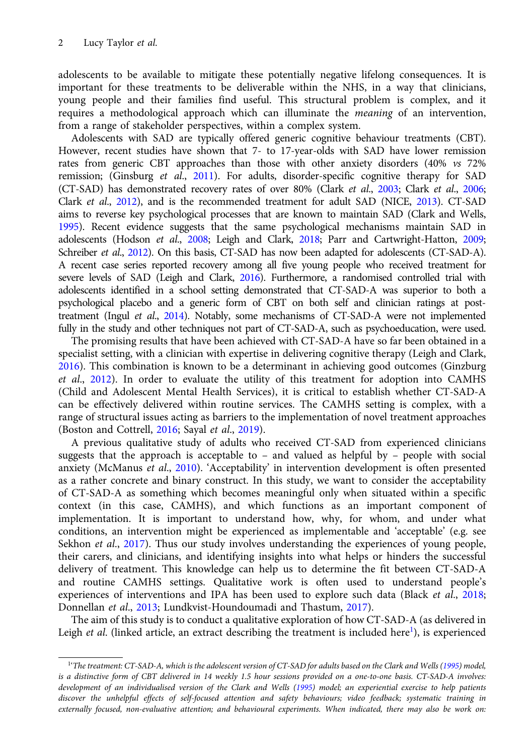adolescents to be available to mitigate these potentially negative lifelong consequences. It is important for these treatments to be deliverable within the NHS, in a way that clinicians, young people and their families find useful. This structural problem is complex, and it requires a methodological approach which can illuminate the *meaning* of an intervention, from a range of stakeholder perspectives, within a complex system.

Adolescents with SAD are typically offered generic cognitive behaviour treatments (CBT). However, recent studies have shown that 7- to 17-year-olds with SAD have lower remission rates from generic CBT approaches than those with other anxiety disorders (40% *vs* 72% remission; (Ginsburg *et al*., 2011). For adults, disorder-specific cognitive therapy for SAD (CT-SAD) has demonstrated recovery rates of over 80% (Clark *et al*., 2003; Clark *et al*., 2006; Clark *et al*., 2012), and is the recommended treatment for adult SAD (NICE, 2013). CT-SAD aims to reverse key psychological processes that are known to maintain SAD (Clark and Wells, 1995). Recent evidence suggests that the same psychological mechanisms maintain SAD in adolescents (Hodson *et al*., 2008; Leigh and Clark, 2018; Parr and Cartwright-Hatton, 2009; Schreiber *et al*., 2012). On this basis, CT-SAD has now been adapted for adolescents (CT-SAD-A). A recent case series reported recovery among all five young people who received treatment for severe levels of SAD (Leigh and Clark, 2016). Furthermore, a randomised controlled trial with adolescents identified in a school setting demonstrated that CT-SAD-A was superior to both a psychological placebo and a generic form of CBT on both self and clinician ratings at post-treatment (Ingul *et al*., 2014). Notably, some mechanisms of CT-SAD-A were not implemented fully in the study and other techniques not part of CT-SAD-A, such as psychoeducation, were used.

The promising results that have been achieved with CT-SAD-A have so far been obtained in a specialist setting, with a clinician with expertise in delivering cognitive therapy (Leigh and Clark, 2016). This combination is known to be a determinant in achieving good outcomes (Ginzburg *et al*., 2012). In order to evaluate the utility of this treatment for adoption into CAMHS (Child and Adolescent Mental Health Services), it is critical to establish whether CT-SAD-A can be effectively delivered within routine services. The CAMHS setting is complex, with a range of structural issues acting as barriers to the implementation of novel treatment approaches (Boston and Cottrell, 2016; Sayal *et al*., 2019).

A previous qualitative study of adults who received CT-SAD from experienced clinicians suggests that the approach is acceptable to – and valued as helpful by – people with social anxiety (McManus *et al*., 2010). 'Acceptability' in intervention development is often presented as a rather concrete and binary construct. In this study, we want to consider the acceptability of CT-SAD-A as something which becomes meaningful only when situated within a specific context (in this case, CAMHS), and which functions as an important component of implementation. It is important to understand how, why, for whom, and under what conditions, an intervention might be experienced as implementable and 'acceptable' (e.g. see Sekhon *et al*., 2017). Thus our study involves understanding the experiences of young people, their carers, and clinicians, and identifying insights into what helps or hinders the successful delivery of treatment. This knowledge can help us to determine the fit between CT-SAD-A and routine CAMHS settings. Qualitative work is often used to understand people's experiences of interventions and IPA has been used to explore such data (Black *et al*., 2018; Donnellan *et al*., 2013; Lundkvist-Houndoumadi and Thastum, 2017).

The aim of this study is to conduct a qualitative exploration of how CT-SAD-A (as delivered in Leigh *et al*. (linked article, an extract describing the treatment is included here[1]), is experienced

[1]'*The treatment: CT-SAD-A, which is the adolescent version of CT-SAD for adults based on the Clark and Wells (1995) model, is a distinctive form of CBT delivered in 14 weekly 1.5 hour sessions provided on a one-to-one basis. CT-SAD-A involves: development of an individualised version of the Clark and Wells (1995) model; an experiential exercise to help patients discover the unhelpful effects of self-focused attention and safety behaviours; video feedback; systematic training in externally focused, non-evaluative attention; and behavioural experiments. When indicated, there may also be work on:*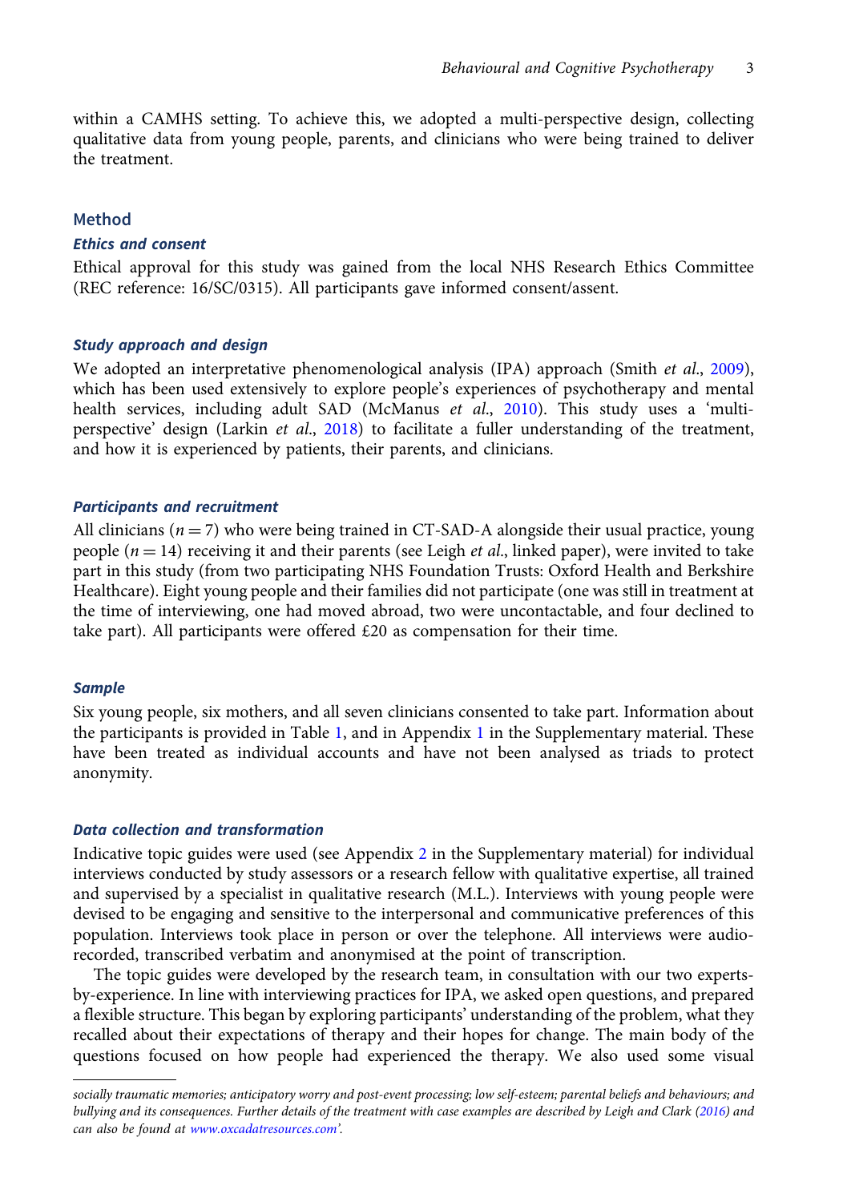within a CAMHS setting. To achieve this, we adopted a multi-perspective design, collecting qualitative data from young people, parents, and clinicians who were being trained to deliver the treatment.

## Method

### Ethics and consent

Ethical approval for this study was gained from the local NHS Research Ethics Committee (REC reference: 16/SC/0315). All participants gave informed consent/assent.

### Study approach and design

We adopted an interpretative phenomenological analysis (IPA) approach (Smith *et al.*, 2009), which has been used extensively to explore people's experiences of psychotherapy and mental health services, including adult SAD (McManus *et al.*, 2010). This study uses a 'multi-perspective' design (Larkin *et al.*, 2018) to facilitate a fuller understanding of the treatment, and how it is experienced by patients, their parents, and clinicians.

### Participants and recruitment

All clinicians ($n = 7$) who were being trained in CT-SAD-A alongside their usual practice, young people ($n = 14$) receiving it and their parents (see Leigh *et al.*, linked paper), were invited to take part in this study (from two participating NHS Foundation Trusts: Oxford Health and Berkshire Healthcare). Eight young people and their families did not participate (one was still in treatment at the time of interviewing, one had moved abroad, two were uncontactable, and four declined to take part). All participants were offered £20 as compensation for their time.

### Sample

Six young people, six mothers, and all seven clinicians consented to take part. Information about the participants is provided in Table 1, and in Appendix 1 in the Supplementary material. These have been treated as individual accounts and have not been analysed as triads to protect anonymity.

### Data collection and transformation

Indicative topic guides were used (see Appendix 2 in the Supplementary material) for individual interviews conducted by study assessors or a research fellow with qualitative expertise, all trained and supervised by a specialist in qualitative research (M.L.). Interviews with young people were devised to be engaging and sensitive to the interpersonal and communicative preferences of this population. Interviews took place in person or over the telephone. All interviews were audio-recorded, transcribed verbatim and anonymised at the point of transcription.

The topic guides were developed by the research team, in consultation with our two experts-by-experience. In line with interviewing practices for IPA, we asked open questions, and prepared a flexible structure. This began by exploring participants' understanding of the problem, what they recalled about their expectations of therapy and their hopes for change. The main body of the questions focused on how people had experienced the therapy. We also used some visual

---

*socially traumatic memories; anticipatory worry and post-event processing; low self-esteem; parental beliefs and behaviours; and bullying and its consequences. Further details of the treatment with case examples are described by Leigh and Clark (2016) and can also be found at www.oxcadatresources.com'.*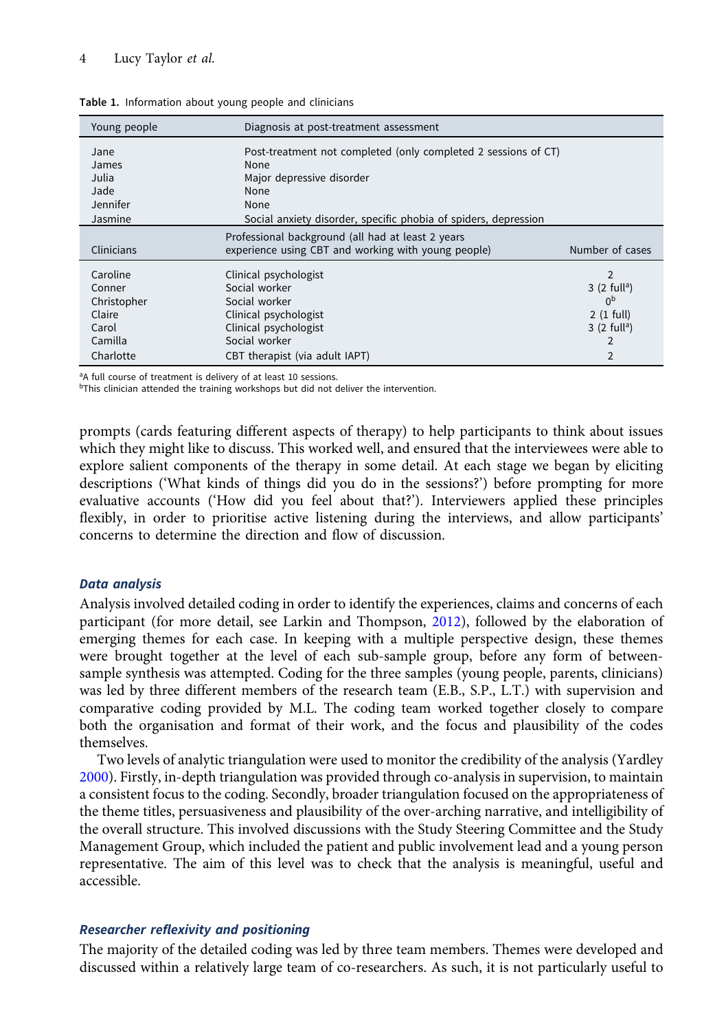**Table 1.** Information about young people and clinicians

| Young people | Diagnosis at post-treatment assessment | |
|---|---|---|
| Jane | Post-treatment not completed (only completed 2 sessions of CT) | |
| James | None | |
| Julia | Major depressive disorder | |
| Jade | None | |
| Jennifer | None | |
| Jasmine | Social anxiety disorder, specific phobia of spiders, depression | |
| **Clinicians** | **Professional background (all had at least 2 years experience using CBT and working with young people)** | **Number of cases** |
| Caroline | Clinical psychologist | 2 |
| Conner | Social worker | 3 (2 full[a]) |
| Christopher | Social worker | 0[b] |
| Claire | Clinical psychologist | 2 (1 full) |
| Carol | Clinical psychologist | 3 (2 full[a]) |
| Camilla | Social worker | 2 |
| Charlotte | CBT therapist (via adult IAPT) | 2 |

[a]A full course of treatment is delivery of at least 10 sessions.
[b]This clinician attended the training workshops but did not deliver the intervention.

prompts (cards featuring different aspects of therapy) to help participants to think about issues which they might like to discuss. This worked well, and ensured that the interviewees were able to explore salient components of the therapy in some detail. At each stage we began by eliciting descriptions ('What kinds of things did you do in the sessions?') before prompting for more evaluative accounts ('How did you feel about that?'). Interviewers applied these principles flexibly, in order to prioritise active listening during the interviews, and allow participants' concerns to determine the direction and flow of discussion.

### Data analysis

Analysis involved detailed coding in order to identify the experiences, claims and concerns of each participant (for more detail, see Larkin and Thompson, 2012), followed by the elaboration of emerging themes for each case. In keeping with a multiple perspective design, these themes were brought together at the level of each sub-sample group, before any form of between-sample synthesis was attempted. Coding for the three samples (young people, parents, clinicians) was led by three different members of the research team (E.B., S.P., L.T.) with supervision and comparative coding provided by M.L. The coding team worked together closely to compare both the organisation and format of their work, and the focus and plausibility of the codes themselves.

Two levels of analytic triangulation were used to monitor the credibility of the analysis (Yardley 2000). Firstly, in-depth triangulation was provided through co-analysis in supervision, to maintain a consistent focus to the coding. Secondly, broader triangulation focused on the appropriateness of the theme titles, persuasiveness and plausibility of the over-arching narrative, and intelligibility of the overall structure. This involved discussions with the Study Steering Committee and the Study Management Group, which included the patient and public involvement lead and a young person representative. The aim of this level was to check that the analysis is meaningful, useful and accessible.

### Researcher reflexivity and positioning

The majority of the detailed coding was led by three team members. Themes were developed and discussed within a relatively large team of co-researchers. As such, it is not particularly useful to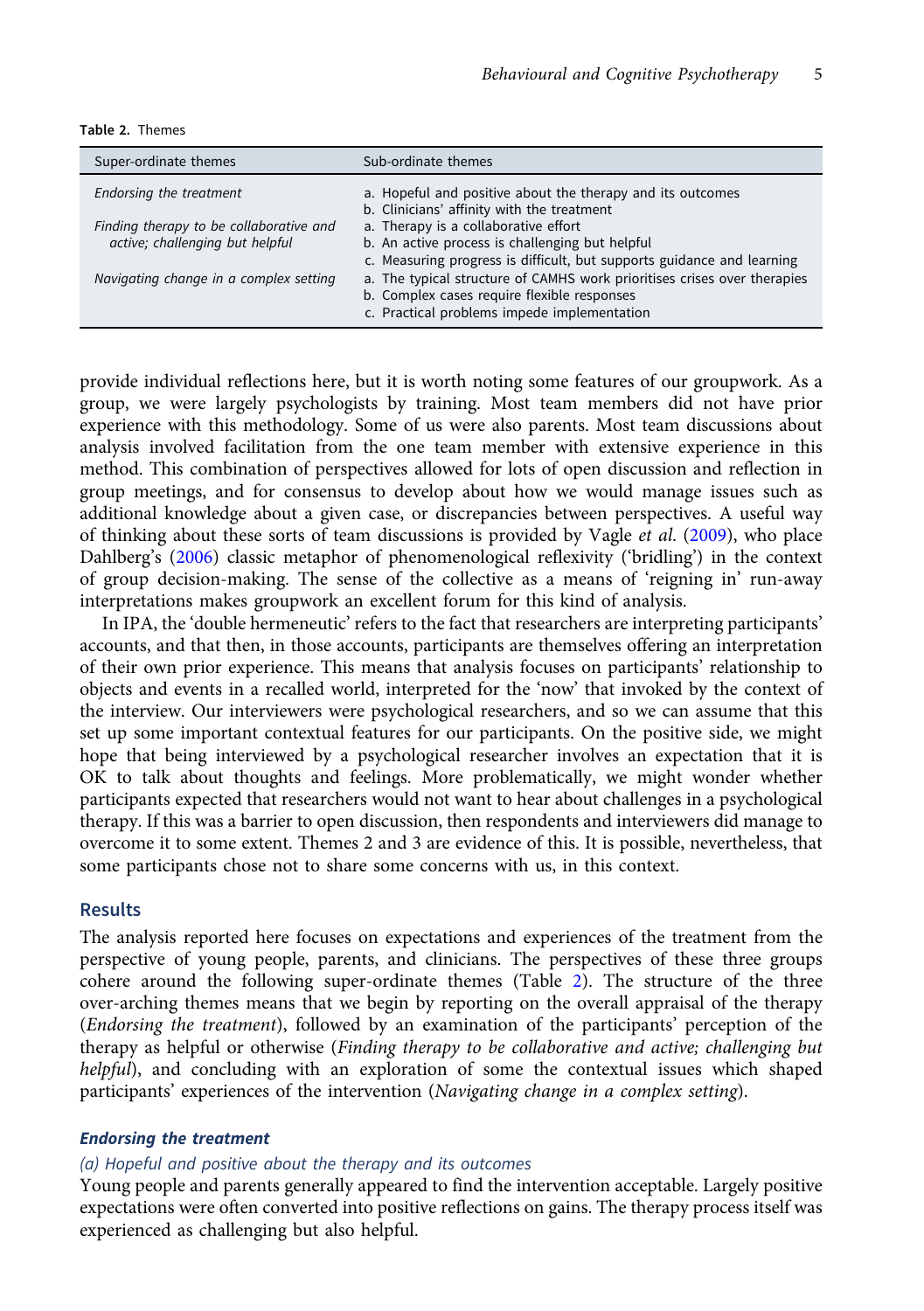**Table 2.** Themes

| Super-ordinate themes | Sub-ordinate themes |
| --- | --- |
| *Endorsing the treatment* | a. Hopeful and positive about the therapy and its outcomes<br>b. Clinicians' affinity with the treatment |
| *Finding therapy to be collaborative and active; challenging but helpful* | a. Therapy is a collaborative effort<br>b. An active process is challenging but helpful<br>c. Measuring progress is difficult, but supports guidance and learning |
| *Navigating change in a complex setting* | a. The typical structure of CAMHS work prioritises crises over therapies<br>b. Complex cases require flexible responses<br>c. Practical problems impede implementation |

provide individual reflections here, but it is worth noting some features of our groupwork. As a group, we were largely psychologists by training. Most team members did not have prior experience with this methodology. Some of us were also parents. Most team discussions about analysis involved facilitation from the one team member with extensive experience in this method. This combination of perspectives allowed for lots of open discussion and reflection in group meetings, and for consensus to develop about how we would manage issues such as additional knowledge about a given case, or discrepancies between perspectives. A useful way of thinking about these sorts of team discussions is provided by Vagle *et al.* (2009), who place Dahlberg's (2006) classic metaphor of phenomenological reflexivity ('bridling') in the context of group decision-making. The sense of the collective as a means of 'reigning in' run-away interpretations makes groupwork an excellent forum for this kind of analysis.

In IPA, the 'double hermeneutic' refers to the fact that researchers are interpreting participants' accounts, and that then, in those accounts, participants are themselves offering an interpretation of their own prior experience. This means that analysis focuses on participants' relationship to objects and events in a recalled world, interpreted for the 'now' that invoked by the context of the interview. Our interviewers were psychological researchers, and so we can assume that this set up some important contextual features for our participants. On the positive side, we might hope that being interviewed by a psychological researcher involves an expectation that it is OK to talk about thoughts and feelings. More problematically, we might wonder whether participants expected that researchers would not want to hear about challenges in a psychological therapy. If this was a barrier to open discussion, then respondents and interviewers did manage to overcome it to some extent. Themes 2 and 3 are evidence of this. It is possible, nevertheless, that some participants chose not to share some concerns with us, in this context.

## Results

The analysis reported here focuses on expectations and experiences of the treatment from the perspective of young people, parents, and clinicians. The perspectives of these three groups cohere around the following super-ordinate themes (Table 2). The structure of the three over-arching themes means that we begin by reporting on the overall appraisal of the therapy (*Endorsing the treatment*), followed by an examination of the participants' perception of the therapy as helpful or otherwise (*Finding therapy to be collaborative and active; challenging but helpful*), and concluding with an exploration of some the contextual issues which shaped participants' experiences of the intervention (*Navigating change in a complex setting*).

### *Endorsing the treatment*

#### *(a) Hopeful and positive about the therapy and its outcomes*

Young people and parents generally appeared to find the intervention acceptable. Largely positive expectations were often converted into positive reflections on gains. The therapy process itself was experienced as challenging but also helpful.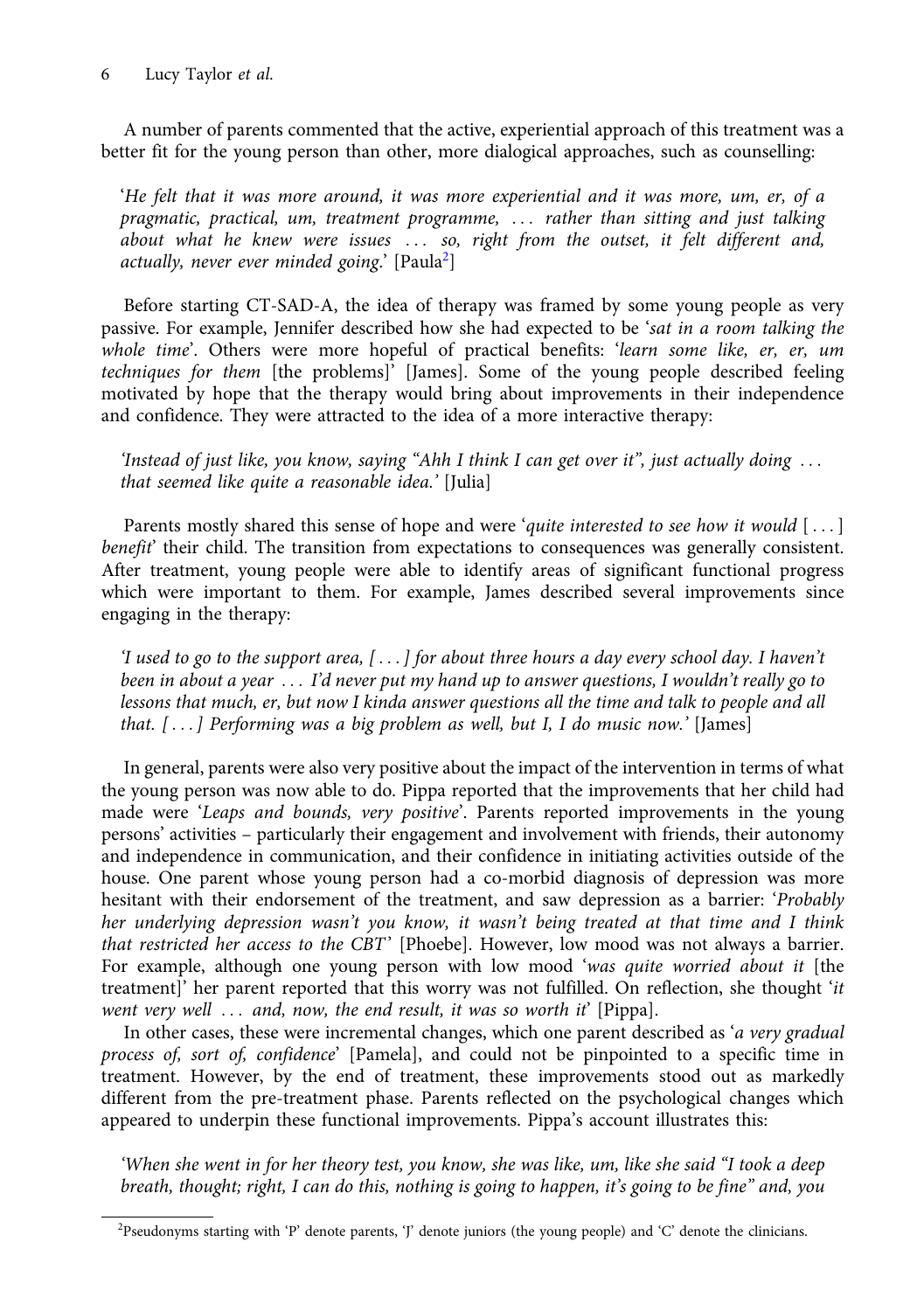A number of parents commented that the active, experiential approach of this treatment was a better fit for the young person than other, more dialogical approaches, such as counselling:

> '*He felt that it was more around, it was more experiential and it was more, um, er, of a pragmatic, practical, um, treatment programme, ... rather than sitting and just talking about what he knew were issues ... so, right from the outset, it felt different and, actually, never ever minded going*.' [Paula[2]]

Before starting CT-SAD-A, the idea of therapy was framed by some young people as very passive. For example, Jennifer described how she had expected to be '*sat in a room talking the whole time*'. Others were more hopeful of practical benefits: '*learn some like, er, er, um techniques for them* [the problems]' [James]. Some of the young people described feeling motivated by hope that the therapy would bring about improvements in their independence and confidence. They were attracted to the idea of a more interactive therapy:

> *'Instead of just like, you know, saying "Ahh I think I can get over it", just actually doing ... that seemed like quite a reasonable idea.'* [Julia]

Parents mostly shared this sense of hope and were '*quite interested to see how it would [...] benefit*' their child. The transition from expectations to consequences was generally consistent. After treatment, young people were able to identify areas of significant functional progress which were important to them. For example, James described several improvements since engaging in the therapy:

> *'I used to go to the support area, [...] for about three hours a day every school day. I haven't been in about a year ... I'd never put my hand up to answer questions, I wouldn't really go to lessons that much, er, but now I kinda answer questions all the time and talk to people and all that. [...] Performing was a big problem as well, but I, I do music now.'* [James]

In general, parents were also very positive about the impact of the intervention in terms of what the young person was now able to do. Pippa reported that the improvements that her child had made were '*Leaps and bounds, very positive*'. Parents reported improvements in the young persons' activities – particularly their engagement and involvement with friends, their autonomy and independence in communication, and their confidence in initiating activities outside of the house. One parent whose young person had a co-morbid diagnosis of depression was more hesitant with their endorsement of the treatment, and saw depression as a barrier: '*Probably her underlying depression wasn't you know, it wasn't being treated at that time and I think that restricted her access to the CBT*' [Phoebe]. However, low mood was not always a barrier. For example, although one young person with low mood '*was quite worried about it* [the treatment]' her parent reported that this worry was not fulfilled. On reflection, she thought '*it went very well ... and, now, the end result, it was so worth it*' [Pippa].

In other cases, these were incremental changes, which one parent described as '*a very gradual process of, sort of, confidence*' [Pamela], and could not be pinpointed to a specific time in treatment. However, by the end of treatment, these improvements stood out as markedly different from the pre-treatment phase. Parents reflected on the psychological changes which appeared to underpin these functional improvements. Pippa's account illustrates this:

> *'When she went in for her theory test, you know, she was like, um, like she said "I took a deep breath, thought; right, I can do this, nothing is going to happen, it's going to be fine" and, you*

[2] Pseudonyms starting with 'P' denote parents, 'J' denote juniors (the young people) and 'C' denote the clinicians.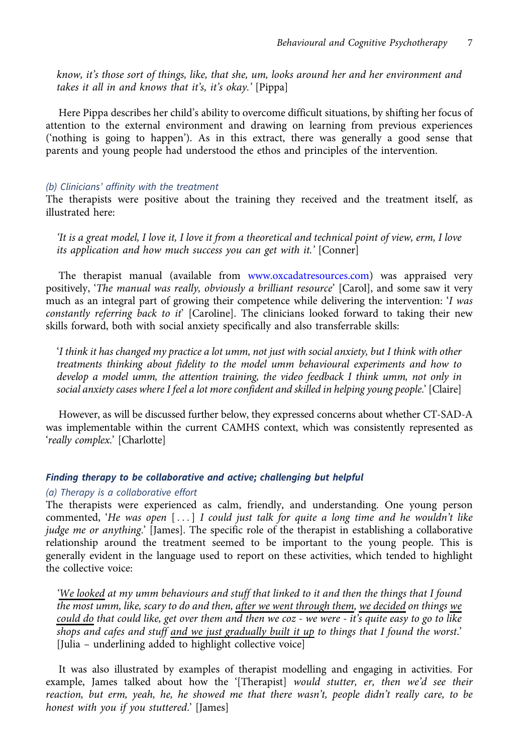*know, it's those sort of things, like, that she, um, looks around her and her environment and takes it all in and knows that it's, it's okay.'* [Pippa]

Here Pippa describes her child's ability to overcome difficult situations, by shifting her focus of attention to the external environment and drawing on learning from previous experiences ('nothing is going to happen'). As in this extract, there was generally a good sense that parents and young people had understood the ethos and principles of the intervention.

#### *(b) Clinicians' affinity with the treatment*

The therapists were positive about the training they received and the treatment itself, as illustrated here:

> *'It is a great model, I love it, I love it from a theoretical and technical point of view, erm, I love its application and how much success you can get with it.'* [Conner]

The therapist manual (available from www.oxcadatresources.com) was appraised very positively, '*The manual was really, obviously a brilliant resource*' [Carol], and some saw it very much as an integral part of growing their competence while delivering the intervention: '*I was constantly referring back to it*' [Caroline]. The clinicians looked forward to taking their new skills forward, both with social anxiety specifically and also transferrable skills:

> '*I think it has changed my practice a lot umm, not just with social anxiety, but I think with other treatments thinking about fidelity to the model umm behavioural experiments and how to develop a model umm, the attention training, the video feedback I think umm, not only in social anxiety cases where I feel a lot more confident and skilled in helping young people.*' [Claire]

However, as will be discussed further below, they expressed concerns about whether CT-SAD-A was implementable within the current CAMHS context, which was consistently represented as '*really complex*.' [Charlotte]

### ***Finding therapy to be collaborative and active; challenging but helpful***

#### *(a) Therapy is a collaborative effort*

The therapists were experienced as calm, friendly, and understanding. One young person commented, '*He was open* [...] *I could just talk for quite a long time and he wouldn't like judge me or anything*.' [James]. The specific role of the therapist in establishing a collaborative relationship around the treatment seemed to be important to the young people. This is generally evident in the language used to report on these activities, which tended to highlight the collective voice:

> '<u>*We looked*</u> *at my umm behaviours and stuff that linked to it and then the things that I found the most umm, like, scary to do and then,* <u>*after we went through them*</u>*,* <u>*we decided*</u> *on things* <u>*we could do*</u> *that could like, get over them and then we coz - we were - it's quite easy to go to like shops and cafes and stuff* <u>*and we just gradually built it up*</u> *to things that I found the worst*.' [Julia – underlining added to highlight collective voice]

It was also illustrated by examples of therapist modelling and engaging in activities. For example, James talked about how the '[Therapist] *would stutter, er, then we'd see their reaction, but erm, yeah, he, he showed me that there wasn't, people didn't really care, to be honest with you if you stuttered*.' [James]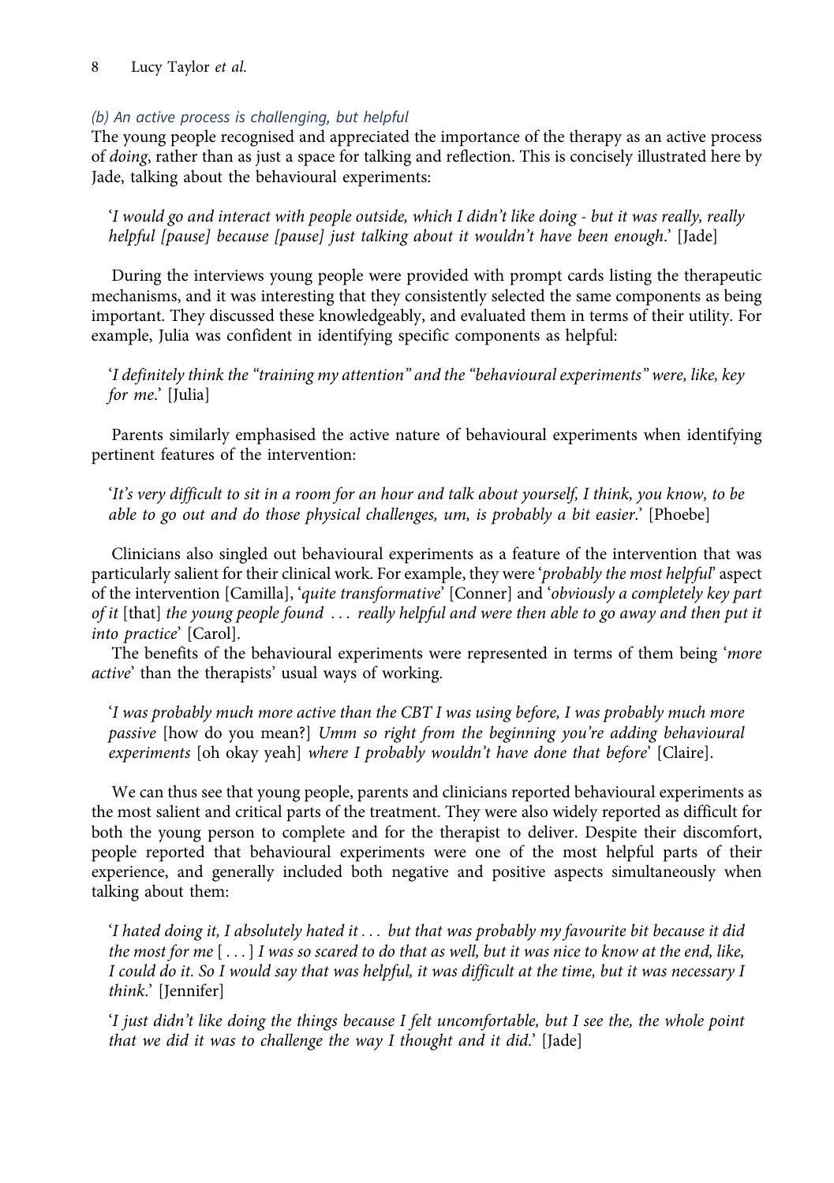### *(b) An active process is challenging, but helpful*

The young people recognised and appreciated the importance of the therapy as an active process of *doing*, rather than as just a space for talking and reflection. This is concisely illustrated here by Jade, talking about the behavioural experiments:

> '*I would go and interact with people outside, which I didn't like doing - but it was really, really helpful [pause] because [pause] just talking about it wouldn't have been enough*.' [Jade]

During the interviews young people were provided with prompt cards listing the therapeutic mechanisms, and it was interesting that they consistently selected the same components as being important. They discussed these knowledgeably, and evaluated them in terms of their utility. For example, Julia was confident in identifying specific components as helpful:

> '*I definitely think the "training my attention" and the "behavioural experiments" were, like, key for me*.' [Julia]

Parents similarly emphasised the active nature of behavioural experiments when identifying pertinent features of the intervention:

> '*It's very difficult to sit in a room for an hour and talk about yourself, I think, you know, to be able to go out and do those physical challenges, um, is probably a bit easier*.' [Phoebe]

Clinicians also singled out behavioural experiments as a feature of the intervention that was particularly salient for their clinical work. For example, they were '*probably the most helpful*' aspect of the intervention [Camilla], '*quite transformative*' [Conner] and '*obviously a completely key part of it* [that] *the young people found … really helpful and were then able to go away and then put it into practice*' [Carol].

The benefits of the behavioural experiments were represented in terms of them being '*more active*' than the therapists' usual ways of working.

> '*I was probably much more active than the CBT I was using before, I was probably much more passive* [how do you mean?] *Umm so right from the beginning you're adding behavioural experiments* [oh okay yeah] *where I probably wouldn't have done that before*' [Claire].

We can thus see that young people, parents and clinicians reported behavioural experiments as the most salient and critical parts of the treatment. They were also widely reported as difficult for both the young person to complete and for the therapist to deliver. Despite their discomfort, people reported that behavioural experiments were one of the most helpful parts of their experience, and generally included both negative and positive aspects simultaneously when talking about them:

> '*I hated doing it, I absolutely hated it … but that was probably my favourite bit because it did the most for me* [ … ] *I was so scared to do that as well, but it was nice to know at the end, like, I could do it. So I would say that was helpful, it was difficult at the time, but it was necessary I think*.' [Jennifer]

> '*I just didn't like doing the things because I felt uncomfortable, but I see the, the whole point that we did it was to challenge the way I thought and it did*.' [Jade]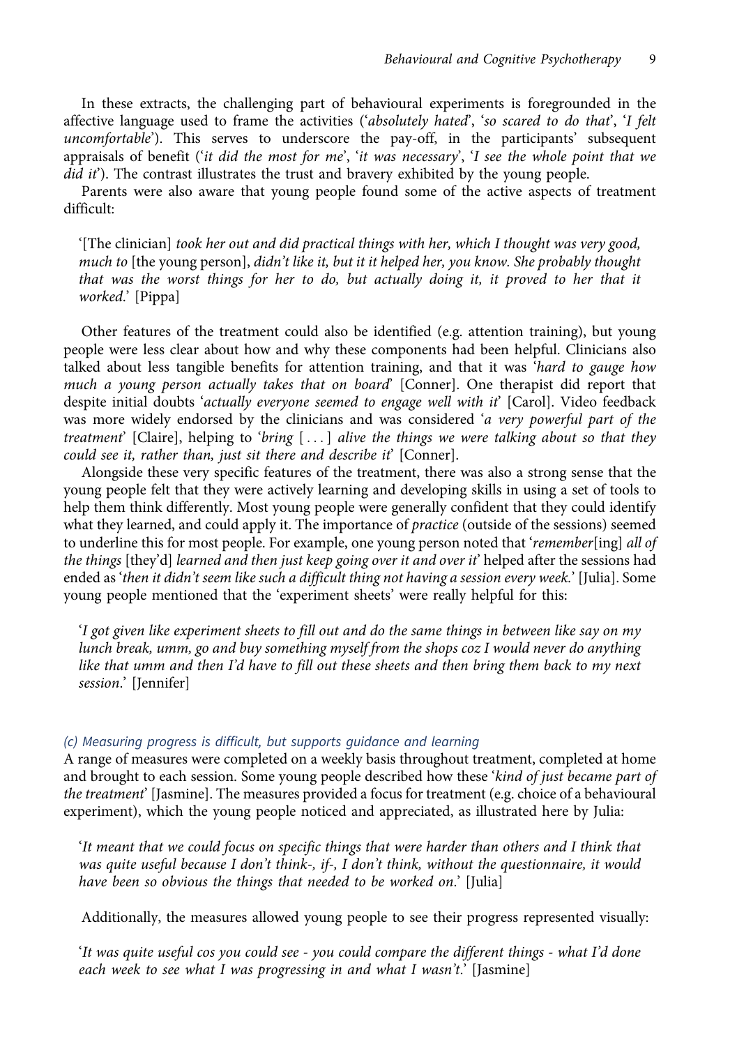In these extracts, the challenging part of behavioural experiments is foregrounded in the affective language used to frame the activities ('*absolutely hated*', '*so scared to do that*', '*I felt uncomfortable*'). This serves to underscore the pay-off, in the participants' subsequent appraisals of benefit ('*it did the most for me*', '*it was necessary*', '*I see the whole point that we did it*'). The contrast illustrates the trust and bravery exhibited by the young people.

Parents were also aware that young people found some of the active aspects of treatment difficult:

> '[The clinician] *took her out and did practical things with her, which I thought was very good, much to* [the young person], *didn't like it, but it it helped her, you know. She probably thought that was the worst things for her to do, but actually doing it, it proved to her that it worked*.' [Pippa]

Other features of the treatment could also be identified (e.g. attention training), but young people were less clear about how and why these components had been helpful. Clinicians also talked about less tangible benefits for attention training, and that it was '*hard to gauge how much a young person actually takes that on board*' [Conner]. One therapist did report that despite initial doubts '*actually everyone seemed to engage well with it*' [Carol]. Video feedback was more widely endorsed by the clinicians and was considered '*a very powerful part of the treatment*' [Claire], helping to '*bring* [ . . . ] *alive the things we were talking about so that they could see it, rather than, just sit there and describe it*' [Conner].

Alongside these very specific features of the treatment, there was also a strong sense that the young people felt that they were actively learning and developing skills in using a set of tools to help them think differently. Most young people were generally confident that they could identify what they learned, and could apply it. The importance of *practice* (outside of the sessions) seemed to underline this for most people. For example, one young person noted that '*remember*[ing] *all of the things* [they'd] *learned and then just keep going over it and over it*' helped after the sessions had ended as '*then it didn't seem like such a difficult thing not having a session every week.*' [Julia]. Some young people mentioned that the 'experiment sheets' were really helpful for this:

> '*I got given like experiment sheets to fill out and do the same things in between like say on my lunch break, umm, go and buy something myself from the shops coz I would never do anything like that umm and then I'd have to fill out these sheets and then bring them back to my next session*.' [Jennifer]

### *(c) Measuring progress is difficult, but supports guidance and learning*

A range of measures were completed on a weekly basis throughout treatment, completed at home and brought to each session. Some young people described how these '*kind of just became part of the treatment*' [Jasmine]. The measures provided a focus for treatment (e.g. choice of a behavioural experiment), which the young people noticed and appreciated, as illustrated here by Julia:

> '*It meant that we could focus on specific things that were harder than others and I think that was quite useful because I don't think-, if-, I don't think, without the questionnaire, it would have been so obvious the things that needed to be worked on*.' [Julia]

Additionally, the measures allowed young people to see their progress represented visually:

> '*It was quite useful cos you could see - you could compare the different things - what I'd done each week to see what I was progressing in and what I wasn't*.' [Jasmine]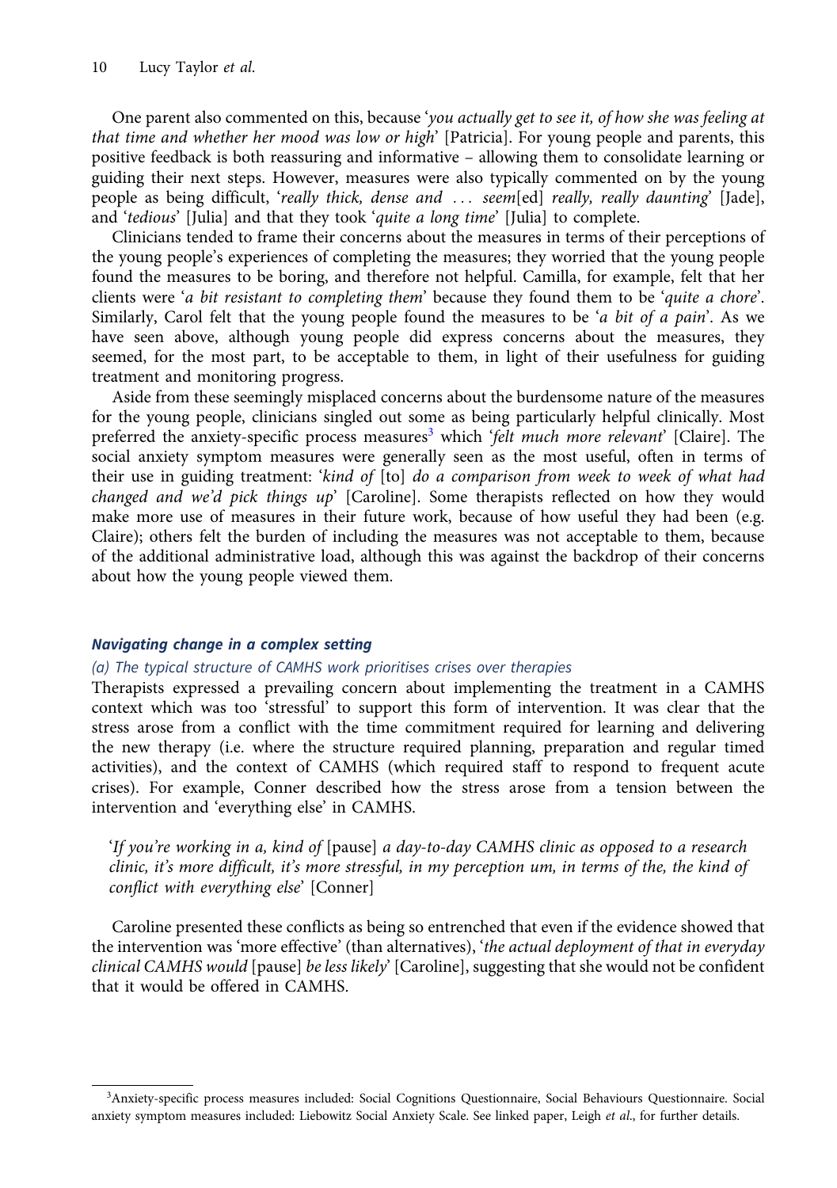One parent also commented on this, because '*you actually get to see it, of how she was feeling at that time and whether her mood was low or high*' [Patricia]. For young people and parents, this positive feedback is both reassuring and informative – allowing them to consolidate learning or guiding their next steps. However, measures were also typically commented on by the young people as being difficult, '*really thick, dense and … seem*[ed] *really, really daunting*' [Jade], and '*tedious*' [Julia] and that they took '*quite a long time*' [Julia] to complete.

Clinicians tended to frame their concerns about the measures in terms of their perceptions of the young people's experiences of completing the measures; they worried that the young people found the measures to be boring, and therefore not helpful. Camilla, for example, felt that her clients were '*a bit resistant to completing them*' because they found them to be '*quite a chore*'. Similarly, Carol felt that the young people found the measures to be '*a bit of a pain*'. As we have seen above, although young people did express concerns about the measures, they seemed, for the most part, to be acceptable to them, in light of their usefulness for guiding treatment and monitoring progress.

Aside from these seemingly misplaced concerns about the burdensome nature of the measures for the young people, clinicians singled out some as being particularly helpful clinically. Most preferred the anxiety-specific process measures[3] which '*felt much more relevant*' [Claire]. The social anxiety symptom measures were generally seen as the most useful, often in terms of their use in guiding treatment: '*kind of* [to] *do a comparison from week to week of what had changed and we'd pick things up*' [Caroline]. Some therapists reflected on how they would make more use of measures in their future work, because of how useful they had been (e.g. Claire); others felt the burden of including the measures was not acceptable to them, because of the additional administrative load, although this was against the backdrop of their concerns about how the young people viewed them.

### *Navigating change in a complex setting*

#### *(a) The typical structure of CAMHS work prioritises crises over therapies*

Therapists expressed a prevailing concern about implementing the treatment in a CAMHS context which was too 'stressful' to support this form of intervention. It was clear that the stress arose from a conflict with the time commitment required for learning and delivering the new therapy (i.e. where the structure required planning, preparation and regular timed activities), and the context of CAMHS (which required staff to respond to frequent acute crises). For example, Conner described how the stress arose from a tension between the intervention and 'everything else' in CAMHS.

> '*If you're working in a, kind of* [pause] *a day-to-day CAMHS clinic as opposed to a research clinic, it's more difficult, it's more stressful, in my perception um, in terms of the, the kind of conflict with everything else*' [Conner]

Caroline presented these conflicts as being so entrenched that even if the evidence showed that the intervention was 'more effective' (than alternatives), '*the actual deployment of that in everyday clinical CAMHS would* [pause] *be less likely*' [Caroline], suggesting that she would not be confident that it would be offered in CAMHS.

---

[3]Anxiety-specific process measures included: Social Cognitions Questionnaire, Social Behaviours Questionnaire. Social anxiety symptom measures included: Liebowitz Social Anxiety Scale. See linked paper, Leigh *et al*., for further details.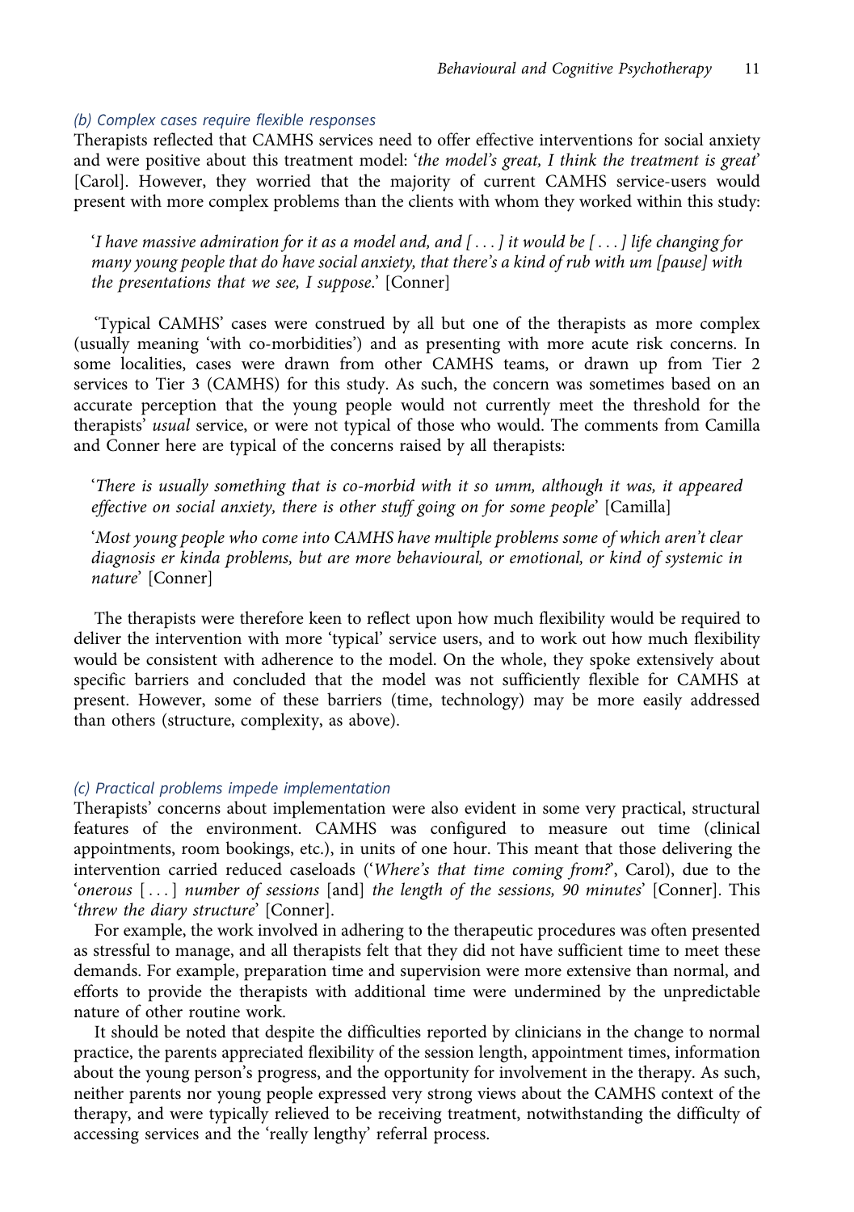### *(b) Complex cases require flexible responses*

Therapists reflected that CAMHS services need to offer effective interventions for social anxiety and were positive about this treatment model: '*the model's great, I think the treatment is great*' [Carol]. However, they worried that the majority of current CAMHS service-users would present with more complex problems than the clients with whom they worked within this study:

> '*I have massive admiration for it as a model and, and [ . . . ] it would be [ . . . ] life changing for many young people that do have social anxiety, that there's a kind of rub with um [pause] with the presentations that we see, I suppose*.' [Conner]

'Typical CAMHS' cases were construed by all but one of the therapists as more complex (usually meaning 'with co-morbidities') and as presenting with more acute risk concerns. In some localities, cases were drawn from other CAMHS teams, or drawn up from Tier 2 services to Tier 3 (CAMHS) for this study. As such, the concern was sometimes based on an accurate perception that the young people would not currently meet the threshold for the therapists' *usual* service, or were not typical of those who would. The comments from Camilla and Conner here are typical of the concerns raised by all therapists:

> '*There is usually something that is co-morbid with it so umm, although it was, it appeared effective on social anxiety, there is other stuff going on for some people*' [Camilla]

> '*Most young people who come into CAMHS have multiple problems some of which aren't clear diagnosis er kinda problems, but are more behavioural, or emotional, or kind of systemic in nature*' [Conner]

The therapists were therefore keen to reflect upon how much flexibility would be required to deliver the intervention with more 'typical' service users, and to work out how much flexibility would be consistent with adherence to the model. On the whole, they spoke extensively about specific barriers and concluded that the model was not sufficiently flexible for CAMHS at present. However, some of these barriers (time, technology) may be more easily addressed than others (structure, complexity, as above).

### *(c) Practical problems impede implementation*

Therapists' concerns about implementation were also evident in some very practical, structural features of the environment. CAMHS was configured to measure out time (clinical appointments, room bookings, etc.), in units of one hour. This meant that those delivering the intervention carried reduced caseloads ('*Where's that time coming from?*', Carol), due to the '*onerous* [ . . . ] *number of sessions* [and] *the length of the sessions, 90 minutes*' [Conner]. This '*threw the diary structure*' [Conner].

For example, the work involved in adhering to the therapeutic procedures was often presented as stressful to manage, and all therapists felt that they did not have sufficient time to meet these demands. For example, preparation time and supervision were more extensive than normal, and efforts to provide the therapists with additional time were undermined by the unpredictable nature of other routine work.

It should be noted that despite the difficulties reported by clinicians in the change to normal practice, the parents appreciated flexibility of the session length, appointment times, information about the young person's progress, and the opportunity for involvement in the therapy. As such, neither parents nor young people expressed very strong views about the CAMHS context of the therapy, and were typically relieved to be receiving treatment, notwithstanding the difficulty of accessing services and the 'really lengthy' referral process.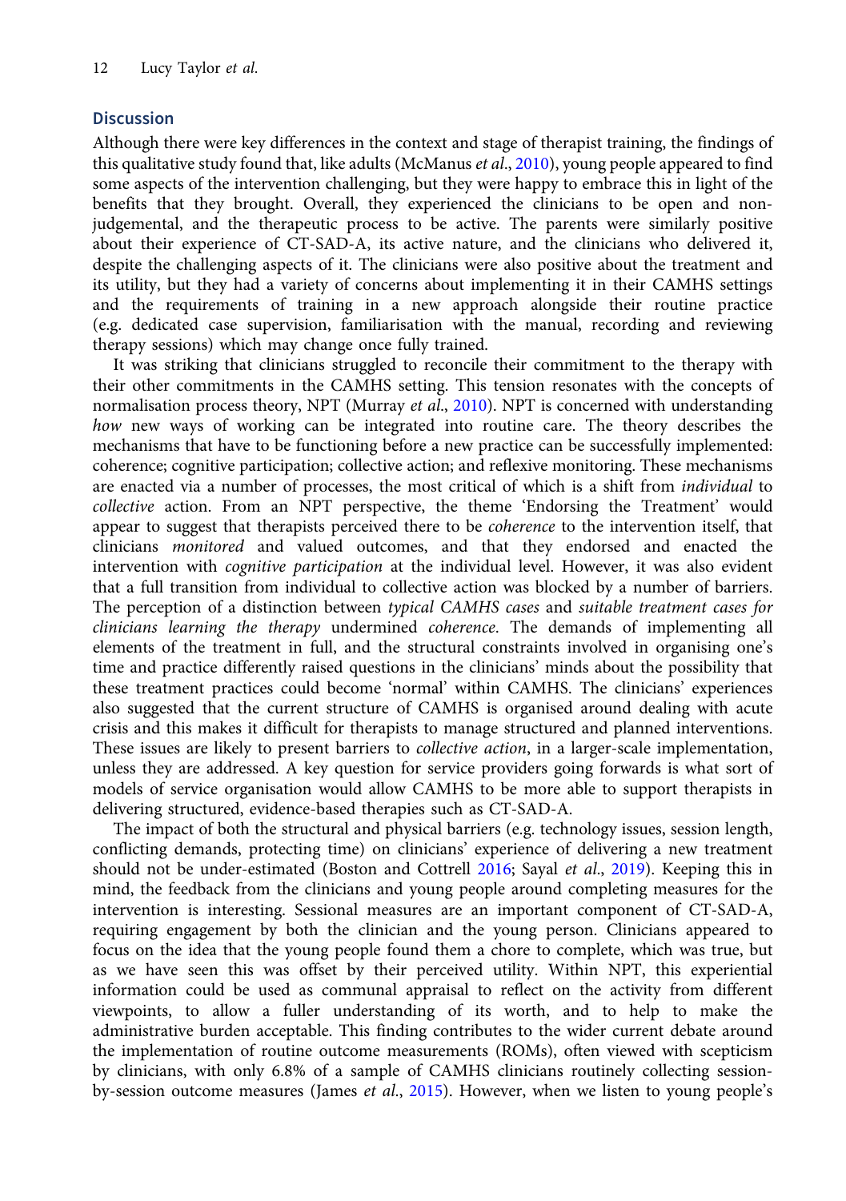## Discussion

Although there were key differences in the context and stage of therapist training, the findings of this qualitative study found that, like adults (McManus *et al*., 2010), young people appeared to find some aspects of the intervention challenging, but they were happy to embrace this in light of the benefits that they brought. Overall, they experienced the clinicians to be open and non-judgemental, and the therapeutic process to be active. The parents were similarly positive about their experience of CT-SAD-A, its active nature, and the clinicians who delivered it, despite the challenging aspects of it. The clinicians were also positive about the treatment and its utility, but they had a variety of concerns about implementing it in their CAMHS settings and the requirements of training in a new approach alongside their routine practice (e.g. dedicated case supervision, familiarisation with the manual, recording and reviewing therapy sessions) which may change once fully trained.

It was striking that clinicians struggled to reconcile their commitment to the therapy with their other commitments in the CAMHS setting. This tension resonates with the concepts of normalisation process theory, NPT (Murray *et al*., 2010). NPT is concerned with understanding *how* new ways of working can be integrated into routine care. The theory describes the mechanisms that have to be functioning before a new practice can be successfully implemented: coherence; cognitive participation; collective action; and reflexive monitoring. These mechanisms are enacted via a number of processes, the most critical of which is a shift from *individual* to *collective* action. From an NPT perspective, the theme 'Endorsing the Treatment' would appear to suggest that therapists perceived there to be *coherence* to the intervention itself, that clinicians *monitored* and valued outcomes, and that they endorsed and enacted the intervention with *cognitive participation* at the individual level. However, it was also evident that a full transition from individual to collective action was blocked by a number of barriers. The perception of a distinction between *typical CAMHS cases* and *suitable treatment cases for clinicians learning the therapy* undermined *coherence*. The demands of implementing all elements of the treatment in full, and the structural constraints involved in organising one's time and practice differently raised questions in the clinicians' minds about the possibility that these treatment practices could become 'normal' within CAMHS. The clinicians' experiences also suggested that the current structure of CAMHS is organised around dealing with acute crisis and this makes it difficult for therapists to manage structured and planned interventions. These issues are likely to present barriers to *collective action*, in a larger-scale implementation, unless they are addressed. A key question for service providers going forwards is what sort of models of service organisation would allow CAMHS to be more able to support therapists in delivering structured, evidence-based therapies such as CT-SAD-A.

The impact of both the structural and physical barriers (e.g. technology issues, session length, conflicting demands, protecting time) on clinicians' experience of delivering a new treatment should not be under-estimated (Boston and Cottrell 2016; Sayal *et al*., 2019). Keeping this in mind, the feedback from the clinicians and young people around completing measures for the intervention is interesting. Sessional measures are an important component of CT-SAD-A, requiring engagement by both the clinician and the young person. Clinicians appeared to focus on the idea that the young people found them a chore to complete, which was true, but as we have seen this was offset by their perceived utility. Within NPT, this experiential information could be used as communal appraisal to reflect on the activity from different viewpoints, to allow a fuller understanding of its worth, and to help to make the administrative burden acceptable. This finding contributes to the wider current debate around the implementation of routine outcome measurements (ROMs), often viewed with scepticism by clinicians, with only 6.8% of a sample of CAMHS clinicians routinely collecting session-by-session outcome measures (James *et al*., 2015). However, when we listen to young people's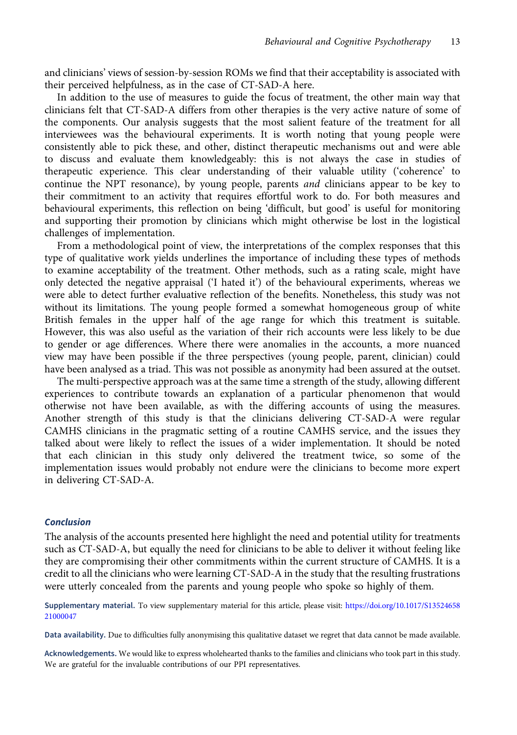and clinicians' views of session-by-session ROMs we find that their acceptability is associated with their perceived helpfulness, as in the case of CT-SAD-A here.

In addition to the use of measures to guide the focus of treatment, the other main way that clinicians felt that CT-SAD-A differs from other therapies is the very active nature of some of the components. Our analysis suggests that the most salient feature of the treatment for all interviewees was the behavioural experiments. It is worth noting that young people were consistently able to pick these, and other, distinct therapeutic mechanisms out and were able to discuss and evaluate them knowledgeably: this is not always the case in studies of therapeutic experience. This clear understanding of their valuable utility ('coherence' to continue the NPT resonance), by young people, parents *and* clinicians appear to be key to their commitment to an activity that requires effortful work to do. For both measures and behavioural experiments, this reflection on being 'difficult, but good' is useful for monitoring and supporting their promotion by clinicians which might otherwise be lost in the logistical challenges of implementation.

From a methodological point of view, the interpretations of the complex responses that this type of qualitative work yields underlines the importance of including these types of methods to examine acceptability of the treatment. Other methods, such as a rating scale, might have only detected the negative appraisal ('I hated it') of the behavioural experiments, whereas we were able to detect further evaluative reflection of the benefits. Nonetheless, this study was not without its limitations. The young people formed a somewhat homogeneous group of white British females in the upper half of the age range for which this treatment is suitable. However, this was also useful as the variation of their rich accounts were less likely to be due to gender or age differences. Where there were anomalies in the accounts, a more nuanced view may have been possible if the three perspectives (young people, parent, clinician) could have been analysed as a triad. This was not possible as anonymity had been assured at the outset.

The multi-perspective approach was at the same time a strength of the study, allowing different experiences to contribute towards an explanation of a particular phenomenon that would otherwise not have been available, as with the differing accounts of using the measures. Another strength of this study is that the clinicians delivering CT-SAD-A were regular CAMHS clinicians in the pragmatic setting of a routine CAMHS service, and the issues they talked about were likely to reflect the issues of a wider implementation. It should be noted that each clinician in this study only delivered the treatment twice, so some of the implementation issues would probably not endure were the clinicians to become more expert in delivering CT-SAD-A.

## Conclusion

The analysis of the accounts presented here highlight the need and potential utility for treatments such as CT-SAD-A, but equally the need for clinicians to be able to deliver it without feeling like they are compromising their other commitments within the current structure of CAMHS. It is a credit to all the clinicians who were learning CT-SAD-A in the study that the resulting frustrations were utterly concealed from the parents and young people who spoke so highly of them.

**Supplementary material.** To view supplementary material for this article, please visit: https://doi.org/10.1017/S1352465821000047

**Data availability.** Due to difficulties fully anonymising this qualitative dataset we regret that data cannot be made available.

**Acknowledgements.** We would like to express wholehearted thanks to the families and clinicians who took part in this study. We are grateful for the invaluable contributions of our PPI representatives.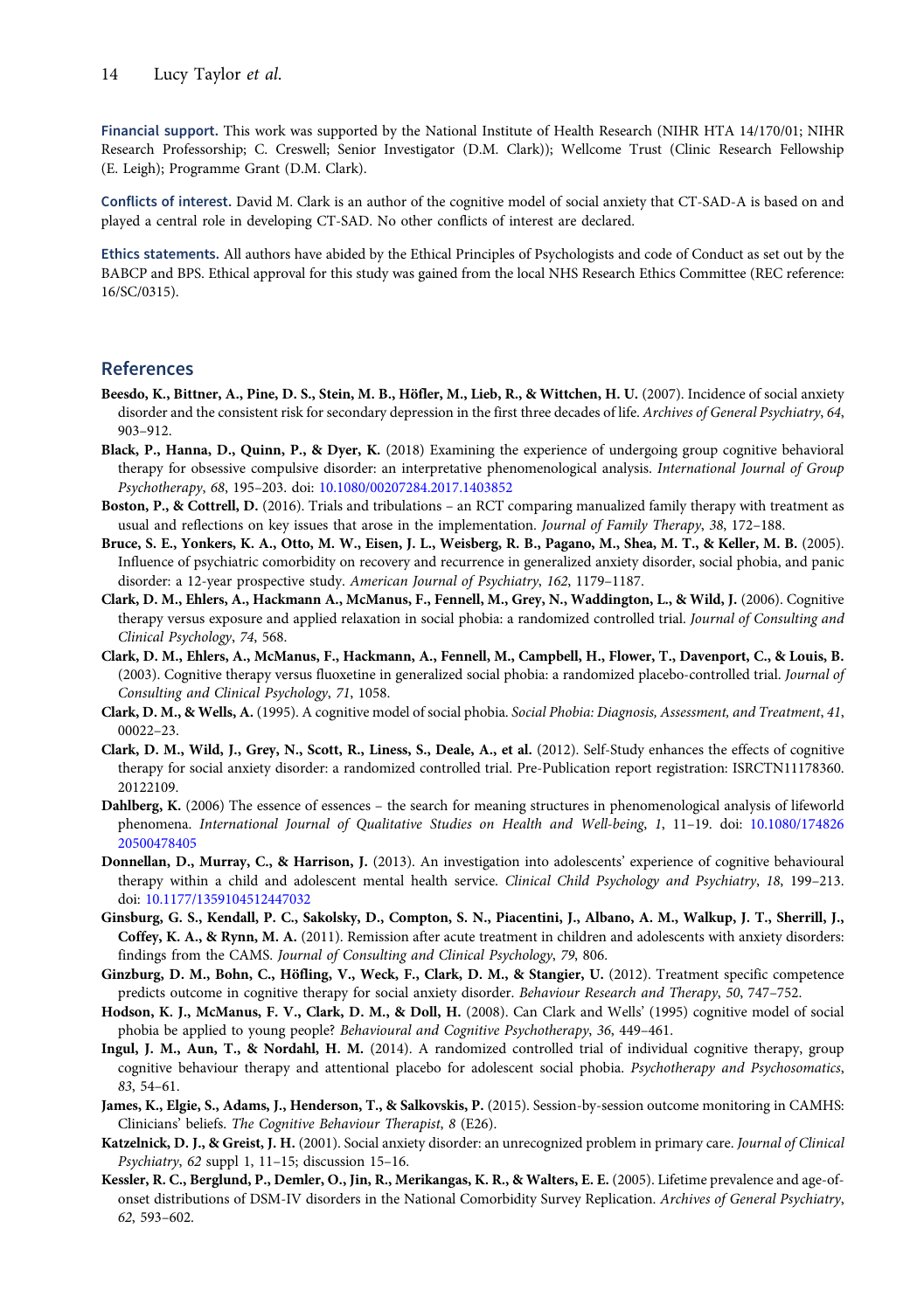**Financial support.** This work was supported by the National Institute of Health Research (NIHR HTA 14/170/01; NIHR Research Professorship; C. Creswell; Senior Investigator (D.M. Clark)); Wellcome Trust (Clinic Research Fellowship (E. Leigh); Programme Grant (D.M. Clark).

**Conflicts of interest.** David M. Clark is an author of the cognitive model of social anxiety that CT-SAD-A is based on and played a central role in developing CT-SAD. No other conflicts of interest are declared.

**Ethics statements.** All authors have abided by the Ethical Principles of Psychologists and code of Conduct as set out by the BABCP and BPS. Ethical approval for this study was gained from the local NHS Research Ethics Committee (REC reference: 16/SC/0315).

## References

**Beesdo, K., Bittner, A., Pine, D. S., Stein, M. B., Höfler, M., Lieb, R., & Wittchen, H. U.** (2007). Incidence of social anxiety disorder and the consistent risk for secondary depression in the first three decades of life. *Archives of General Psychiatry*, *64*, 903–912.

**Black, P., Hanna, D., Quinn, P., & Dyer, K.** (2018) Examining the experience of undergoing group cognitive behavioral therapy for obsessive compulsive disorder: an interpretative phenomenological analysis. *International Journal of Group Psychotherapy*, *68*, 195–203. doi: 10.1080/00207284.2017.1403852

**Boston, P., & Cottrell, D.** (2016). Trials and tribulations – an RCT comparing manualized family therapy with treatment as usual and reflections on key issues that arose in the implementation. *Journal of Family Therapy*, *38*, 172–188.

**Bruce, S. E., Yonkers, K. A., Otto, M. W., Eisen, J. L., Weisberg, R. B., Pagano, M., Shea, M. T., & Keller, M. B.** (2005). Influence of psychiatric comorbidity on recovery and recurrence in generalized anxiety disorder, social phobia, and panic disorder: a 12-year prospective study. *American Journal of Psychiatry*, *162*, 1179–1187.

**Clark, D. M., Ehlers, A., Hackmann A., McManus, F., Fennell, M., Grey, N., Waddington, L., & Wild, J.** (2006). Cognitive therapy versus exposure and applied relaxation in social phobia: a randomized controlled trial. *Journal of Consulting and Clinical Psychology*, *74*, 568.

**Clark, D. M., Ehlers, A., McManus, F., Hackmann, A., Fennell, M., Campbell, H., Flower, T., Davenport, C., & Louis, B.** (2003). Cognitive therapy versus fluoxetine in generalized social phobia: a randomized placebo-controlled trial. *Journal of Consulting and Clinical Psychology*, *71*, 1058.

**Clark, D. M., & Wells, A.** (1995). A cognitive model of social phobia. *Social Phobia: Diagnosis, Assessment, and Treatment*, *41*, 00022–23.

**Clark, D. M., Wild, J., Grey, N., Scott, R., Liness, S., Deale, A., et al.** (2012). Self-Study enhances the effects of cognitive therapy for social anxiety disorder: a randomized controlled trial. Pre-Publication report registration: ISRCTN11178360. 20122109.

**Dahlberg, K.** (2006) The essence of essences – the search for meaning structures in phenomenological analysis of lifeworld phenomena. *International Journal of Qualitative Studies on Health and Well-being*, *1*, 11–19. doi: 10.1080/17482620500478405

**Donnellan, D., Murray, C., & Harrison, J.** (2013). An investigation into adolescents' experience of cognitive behavioural therapy within a child and adolescent mental health service. *Clinical Child Psychology and Psychiatry*, *18*, 199–213. doi: 10.1177/1359104512447032

**Ginsburg, G. S., Kendall, P. C., Sakolsky, D., Compton, S. N., Piacentini, J., Albano, A. M., Walkup, J. T., Sherrill, J., Coffey, K. A., & Rynn, M. A.** (2011). Remission after acute treatment in children and adolescents with anxiety disorders: findings from the CAMS. *Journal of Consulting and Clinical Psychology*, *79*, 806.

**Ginzburg, D. M., Bohn, C., Höfling, V., Weck, F., Clark, D. M., & Stangier, U.** (2012). Treatment specific competence predicts outcome in cognitive therapy for social anxiety disorder. *Behaviour Research and Therapy*, *50*, 747–752.

**Hodson, K. J., McManus, F. V., Clark, D. M., & Doll, H.** (2008). Can Clark and Wells' (1995) cognitive model of social phobia be applied to young people? *Behavioural and Cognitive Psychotherapy*, *36*, 449–461.

**Ingul, J. M., Aun, T., & Nordahl, H. M.** (2014). A randomized controlled trial of individual cognitive therapy, group cognitive behaviour therapy and attentional placebo for adolescent social phobia. *Psychotherapy and Psychosomatics*, *83*, 54–61.

**James, K., Elgie, S., Adams, J., Henderson, T., & Salkovskis, P.** (2015). Session-by-session outcome monitoring in CAMHS: Clinicians' beliefs. *The Cognitive Behaviour Therapist*, *8* (E26).

**Katzelnick, D. J., & Greist, J. H.** (2001). Social anxiety disorder: an unrecognized problem in primary care. *Journal of Clinical Psychiatry*, *62* suppl 1, 11–15; discussion 15–16.

**Kessler, R. C., Berglund, P., Demler, O., Jin, R., Merikangas, K. R., & Walters, E. E.** (2005). Lifetime prevalence and age-of-onset distributions of DSM-IV disorders in the National Comorbidity Survey Replication. *Archives of General Psychiatry*, *62*, 593–602.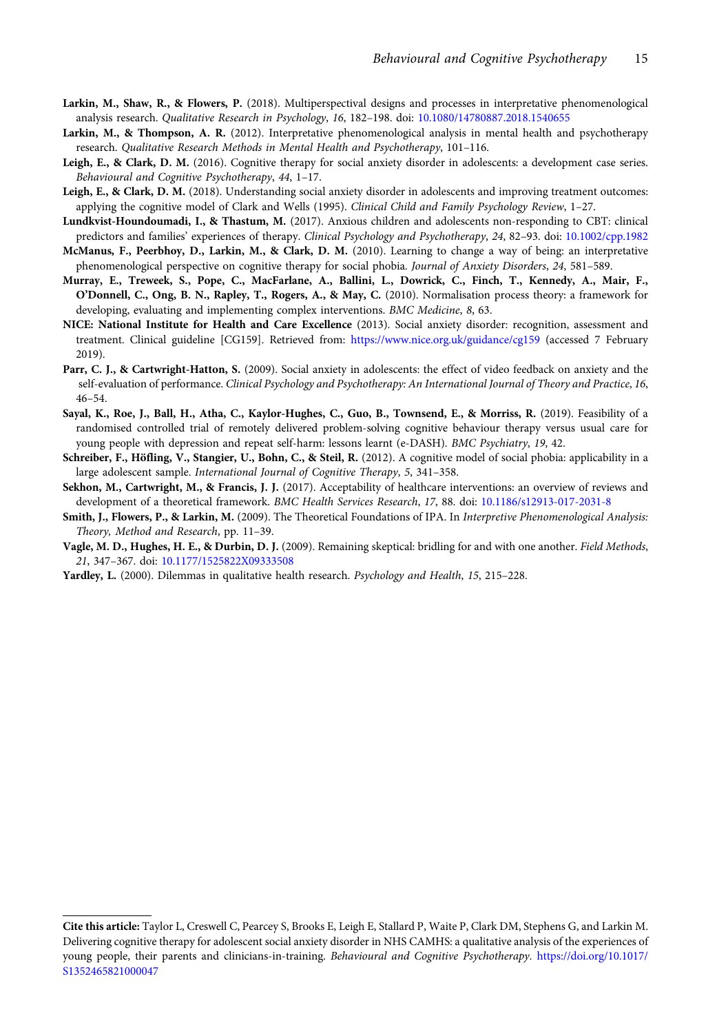**Larkin, M., Shaw, R., & Flowers, P.** (2018). Multiperspectival designs and processes in interpretative phenomenological analysis research. *Qualitative Research in Psychology*, *16*, 182–198. doi: 10.1080/14780887.2018.1540655

**Larkin, M., & Thompson, A. R.** (2012). Interpretative phenomenological analysis in mental health and psychotherapy research. *Qualitative Research Methods in Mental Health and Psychotherapy*, 101–116.

**Leigh, E., & Clark, D. M.** (2016). Cognitive therapy for social anxiety disorder in adolescents: a development case series. *Behavioural and Cognitive Psychotherapy*, *44*, 1–17.

**Leigh, E., & Clark, D. M.** (2018). Understanding social anxiety disorder in adolescents and improving treatment outcomes: applying the cognitive model of Clark and Wells (1995). *Clinical Child and Family Psychology Review*, 1–27.

**Lundkvist-Houndoumadi, I., & Thastum, M.** (2017). Anxious children and adolescents non-responding to CBT: clinical predictors and families' experiences of therapy. *Clinical Psychology and Psychotherapy*, *24*, 82–93. doi: 10.1002/cpp.1982

**McManus, F., Peerbhoy, D., Larkin, M., & Clark, D. M.** (2010). Learning to change a way of being: an interpretative phenomenological perspective on cognitive therapy for social phobia. *Journal of Anxiety Disorders*, *24*, 581–589.

**Murray, E., Treweek, S., Pope, C., MacFarlane, A., Ballini, L., Dowrick, C., Finch, T., Kennedy, A., Mair, F., O'Donnell, C., Ong, B. N., Rapley, T., Rogers, A., & May, C.** (2010). Normalisation process theory: a framework for developing, evaluating and implementing complex interventions. *BMC Medicine*, *8*, 63.

**NICE: National Institute for Health and Care Excellence** (2013). Social anxiety disorder: recognition, assessment and treatment. Clinical guideline [CG159]. Retrieved from: https://www.nice.org.uk/guidance/cg159 (accessed 7 February 2019).

**Parr, C. J., & Cartwright-Hatton, S.** (2009). Social anxiety in adolescents: the effect of video feedback on anxiety and the self-evaluation of performance. *Clinical Psychology and Psychotherapy: An International Journal of Theory and Practice*, *16*, 46–54.

**Sayal, K., Roe, J., Ball, H., Atha, C., Kaylor-Hughes, C., Guo, B., Townsend, E., & Morriss, R.** (2019). Feasibility of a randomised controlled trial of remotely delivered problem-solving cognitive behaviour therapy versus usual care for young people with depression and repeat self-harm: lessons learnt (e-DASH). *BMC Psychiatry*, *19*, 42.

**Schreiber, F., Höfling, V., Stangier, U., Bohn, C., & Steil, R.** (2012). A cognitive model of social phobia: applicability in a large adolescent sample. *International Journal of Cognitive Therapy*, *5*, 341–358.

**Sekhon, M., Cartwright, M., & Francis, J. J.** (2017). Acceptability of healthcare interventions: an overview of reviews and development of a theoretical framework. *BMC Health Services Research*, *17*, 88. doi: 10.1186/s12913-017-2031-8

**Smith, J., Flowers, P., & Larkin, M.** (2009). The Theoretical Foundations of IPA. In *Interpretive Phenomenological Analysis: Theory, Method and Research*, pp. 11–39.

**Vagle, M. D., Hughes, H. E., & Durbin, D. J.** (2009). Remaining skeptical: bridling for and with one another. *Field Methods*, *21*, 347–367. doi: 10.1177/1525822X09333508

**Yardley, L.** (2000). Dilemmas in qualitative health research. *Psychology and Health*, *15*, 215–228.

---

**Cite this article:** Taylor L, Creswell C, Pearcey S, Brooks E, Leigh E, Stallard P, Waite P, Clark DM, Stephens G, and Larkin M. Delivering cognitive therapy for adolescent social anxiety disorder in NHS CAMHS: a qualitative analysis of the experiences of young people, their parents and clinicians-in-training. *Behavioural and Cognitive Psychotherapy*. https://doi.org/10.1017/S1352465821000047